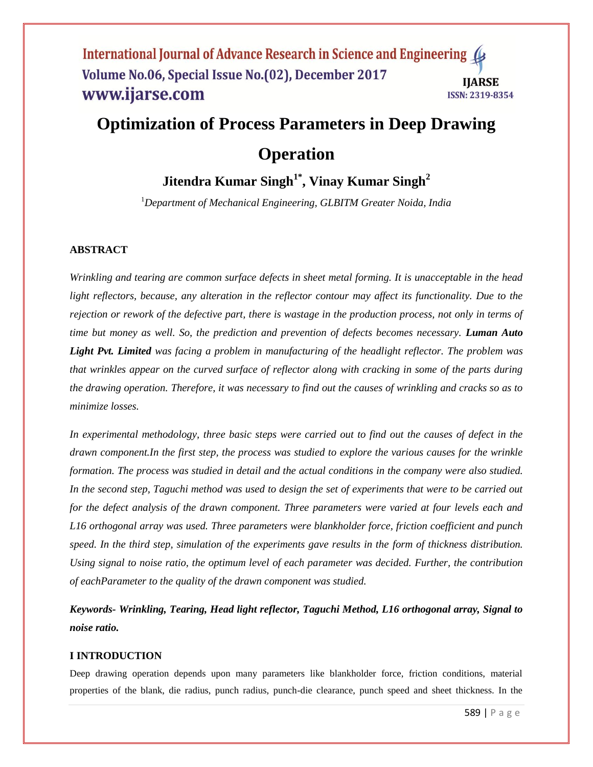# Optimization of Process Parameters in Deep Drawing Operation

**Jitendra Kumar Singh[1*], Vinay Kumar Singh[2]**

[1]*Department of Mechanical Engineering, GLBITM Greater Noida, India*

### ABSTRACT

*Wrinkling and tearing are common surface defects in sheet metal forming. It is unacceptable in the head light reflectors, because, any alteration in the reflector contour may affect its functionality. Due to the rejection or rework of the defective part, there is wastage in the production process, not only in terms of time but money as well. So, the prediction and prevention of defects becomes necessary.* ***Luman Auto Light Pvt. Limited*** *was facing a problem in manufacturing of the headlight reflector. The problem was that wrinkles appear on the curved surface of reflector along with cracking in some of the parts during the drawing operation. Therefore, it was necessary to find out the causes of wrinkling and cracks so as to minimize losses.*

*In experimental methodology, three basic steps were carried out to find out the causes of defect in the drawn component.In the first step, the process was studied to explore the various causes for the wrinkle formation. The process was studied in detail and the actual conditions in the company were also studied. In the second step, Taguchi method was used to design the set of experiments that were to be carried out for the defect analysis of the drawn component. Three parameters were varied at four levels each and L16 orthogonal array was used. Three parameters were blankholder force, friction coefficient and punch speed. In the third step, simulation of the experiments gave results in the form of thickness distribution. Using signal to noise ratio, the optimum level of each parameter was decided. Further, the contribution of eachParameter to the quality of the drawn component was studied.*

***Keywords- Wrinkling, Tearing, Head light reflector, Taguchi Method, L16 orthogonal array, Signal to noise ratio.***

### I INTRODUCTION

Deep drawing operation depends upon many parameters like blankholder force, friction conditions, material properties of the blank, die radius, punch radius, punch-die clearance, punch speed and sheet thickness. In the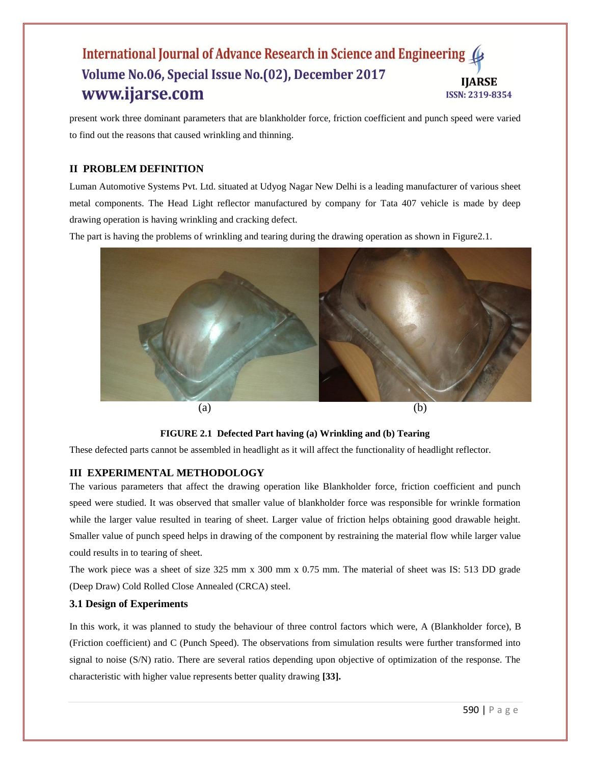present work three dominant parameters that are blankholder force, friction coefficient and punch speed were varied to find out the reasons that caused wrinkling and thinning.

## II PROBLEM DEFINITION

Luman Automotive Systems Pvt. Ltd. situated at Udyog Nagar New Delhi is a leading manufacturer of various sheet metal components. The Head Light reflector manufactured by company for Tata 407 vehicle is made by deep drawing operation is having wrinkling and cracking defect.

The part is having the problems of wrinkling and tearing during the drawing operation as shown in Figure2.1.

(a) (b)

**FIGURE 2.1 Defected Part having (a) Wrinkling and (b) Tearing**

These defected parts cannot be assembled in headlight as it will affect the functionality of headlight reflector.

## III EXPERIMENTAL METHODOLOGY

The various parameters that affect the drawing operation like Blankholder force, friction coefficient and punch speed were studied. It was observed that smaller value of blankholder force was responsible for wrinkle formation while the larger value resulted in tearing of sheet. Larger value of friction helps obtaining good drawable height. Smaller value of punch speed helps in drawing of the component by restraining the material flow while larger value could results in to tearing of sheet.

The work piece was a sheet of size 325 mm x 300 mm x 0.75 mm. The material of sheet was IS: 513 DD grade (Deep Draw) Cold Rolled Close Annealed (CRCA) steel.

### 3.1 Design of Experiments

In this work, it was planned to study the behaviour of three control factors which were, A (Blankholder force), B (Friction coefficient) and C (Punch Speed). The observations from simulation results were further transformed into signal to noise (S/N) ratio. There are several ratios depending upon objective of optimization of the response. The characteristic with higher value represents better quality drawing **[33].**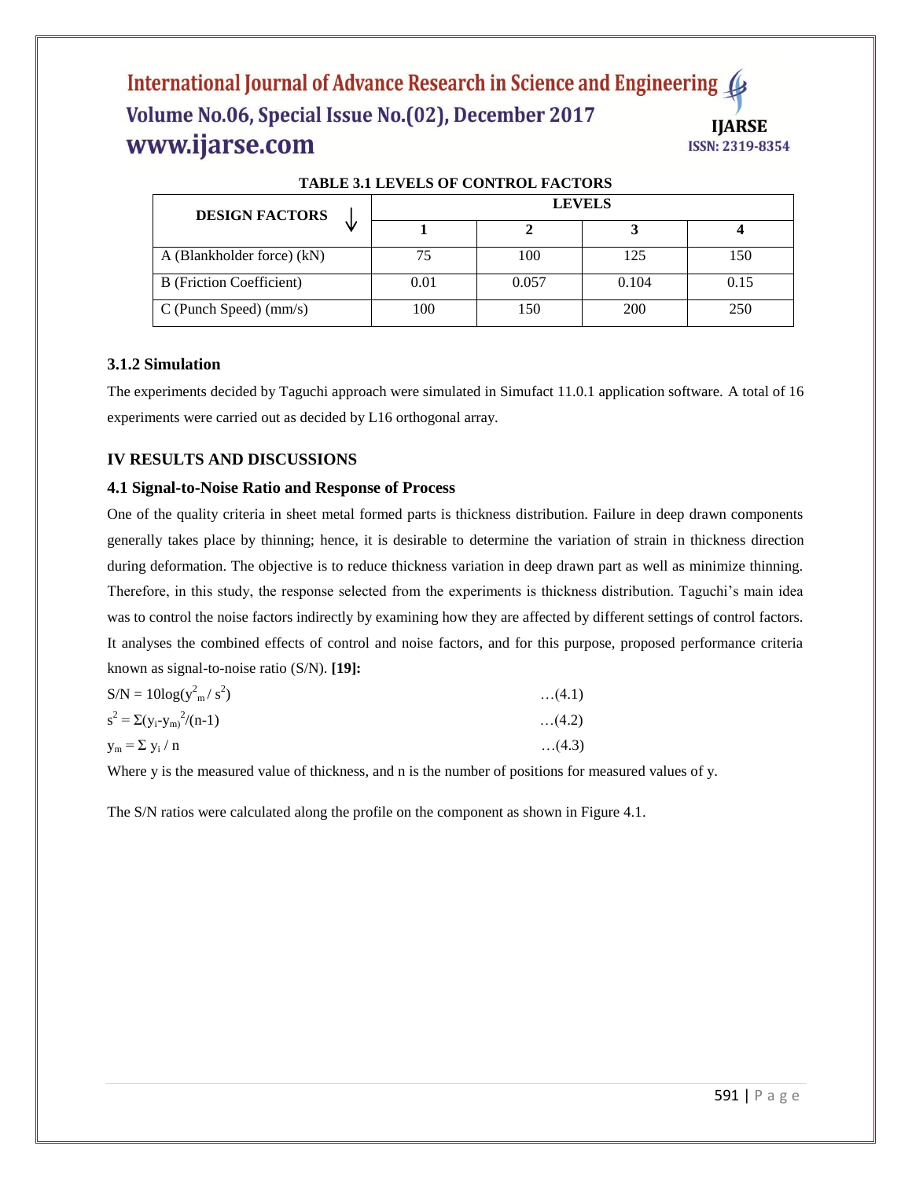**TABLE 3.1 LEVELS OF CONTROL FACTORS**

| DESIGN FACTORS ↓ | LEVELS | | | |
|---|---|---|---|---|
| | **1** | **2** | **3** | **4** |
| A (Blankholder force) (kN) | 75 | 100 | 125 | 150 |
| B (Friction Coefficient) | 0.01 | 0.057 | 0.104 | 0.15 |
| C (Punch Speed) (mm/s) | 100 | 150 | 200 | 250 |

### 3.1.2 Simulation

The experiments decided by Taguchi approach were simulated in Simufact 11.0.1 application software. A total of 16 experiments were carried out as decided by L16 orthogonal array.

## IV RESULTS AND DISCUSSIONS

### 4.1 Signal-to-Noise Ratio and Response of Process

One of the quality criteria in sheet metal formed parts is thickness distribution. Failure in deep drawn components generally takes place by thinning; hence, it is desirable to determine the variation of strain in thickness direction during deformation. The objective is to reduce thickness variation in deep drawn part as well as minimize thinning. Therefore, in this study, the response selected from the experiments is thickness distribution. Taguchi's main idea was to control the noise factors indirectly by examining how they are affected by different settings of control factors. It analyses the combined effects of control and noise factors, and for this purpose, proposed performance criteria known as signal-to-noise ratio (S/N). **[19]:**

$$S/N = 10\log(y^2_m / s^2) \quad \ldots(4.1)$$

$$s^2 = \Sigma(y_i - y_m)^2/(n-1) \quad \ldots(4.2)$$

$$y_m = \Sigma\, y_i / n \quad \ldots(4.3)$$

Where y is the measured value of thickness, and n is the number of positions for measured values of y.

The S/N ratios were calculated along the profile on the component as shown in Figure 4.1.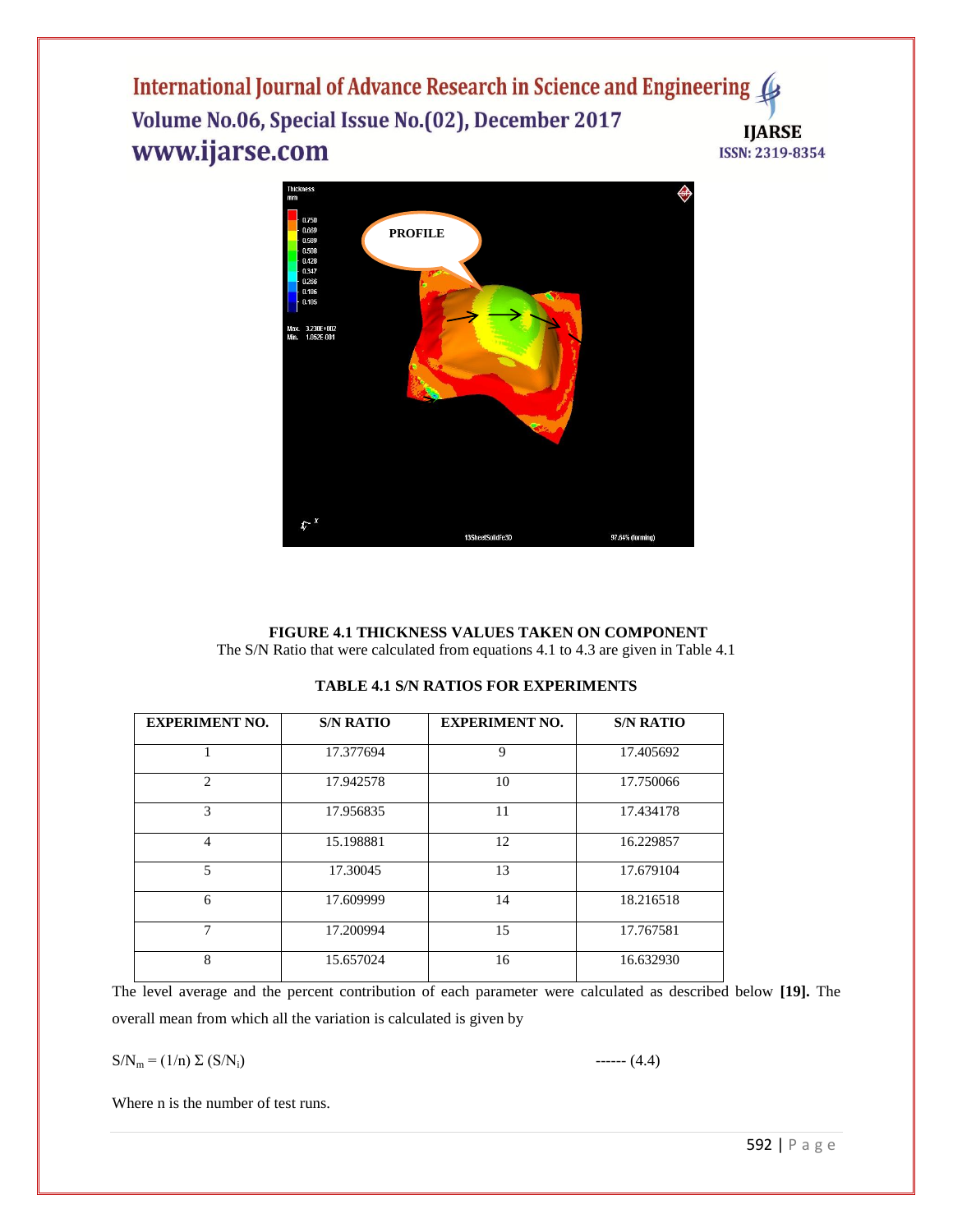**FIGURE 4.1 THICKNESS VALUES TAKEN ON COMPONENT**

The S/N Ratio that were calculated from equations 4.1 to 4.3 are given in Table 4.1

**TABLE 4.1 S/N RATIOS FOR EXPERIMENTS**

| EXPERIMENT NO. | S/N RATIO | EXPERIMENT NO. | S/N RATIO |
|---|---|---|---|
| 1 | 17.377694 | 9 | 17.405692 |
| 2 | 17.942578 | 10 | 17.750066 |
| 3 | 17.956835 | 11 | 17.434178 |
| 4 | 15.198881 | 12 | 16.229857 |
| 5 | 17.30045 | 13 | 17.679104 |
| 6 | 17.609999 | 14 | 18.216518 |
| 7 | 17.200994 | 15 | 17.767581 |
| 8 | 15.657024 | 16 | 16.632930 |

The level average and the percent contribution of each parameter were calculated as described below **[19].** The overall mean from which all the variation is calculated is given by

$$S/N_m = (1/n) \Sigma (S/N_i) \quad \text{------ (4.4)}$$

Where n is the number of test runs.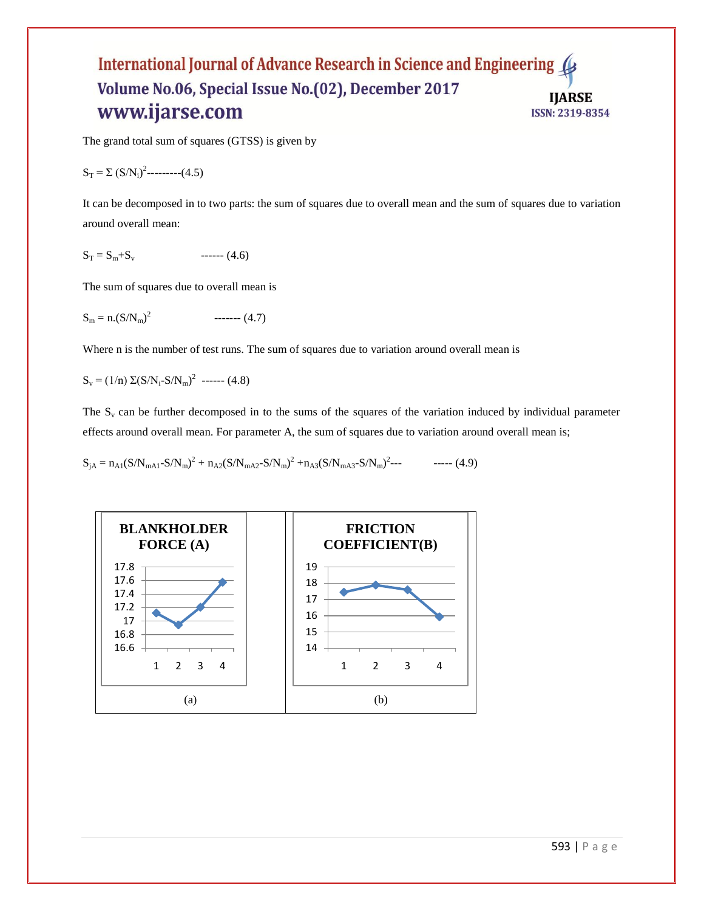The grand total sum of squares (GTSS) is given by

$$S_T = \Sigma\, (S/N_i)^2 \text{---------}(4.5)$$

It can be decomposed in to two parts: the sum of squares due to overall mean and the sum of squares due to variation around overall mean:

$$S_T = S_m + S_v \quad \text{------ (4.6)}$$

The sum of squares due to overall mean is

$$S_m = n.(S/N_m)^2 \quad \text{------- (4.7)}$$

Where n is the number of test runs. The sum of squares due to variation around overall mean is

$$S_v = (1/n)\, \Sigma(S/N_i - S/N_m)^2 \quad \text{------ (4.8)}$$

The $S_v$ can be further decomposed in to the sums of the squares of the variation induced by individual parameter effects around overall mean. For parameter A, the sum of squares due to variation around overall mean is;

$$S_{jA} = n_{A1}(S/N_{mA1} - S/N_m)^2 + n_{A2}(S/N_{mA2} - S/N_m)^2 + n_{A3}(S/N_{mA3} - S/N_m)^2 \text{---} \quad \text{----- (4.9)}$$

(a) BLANKHOLDER FORCE (A)

(b) FRICTION COEFFICIENT(B)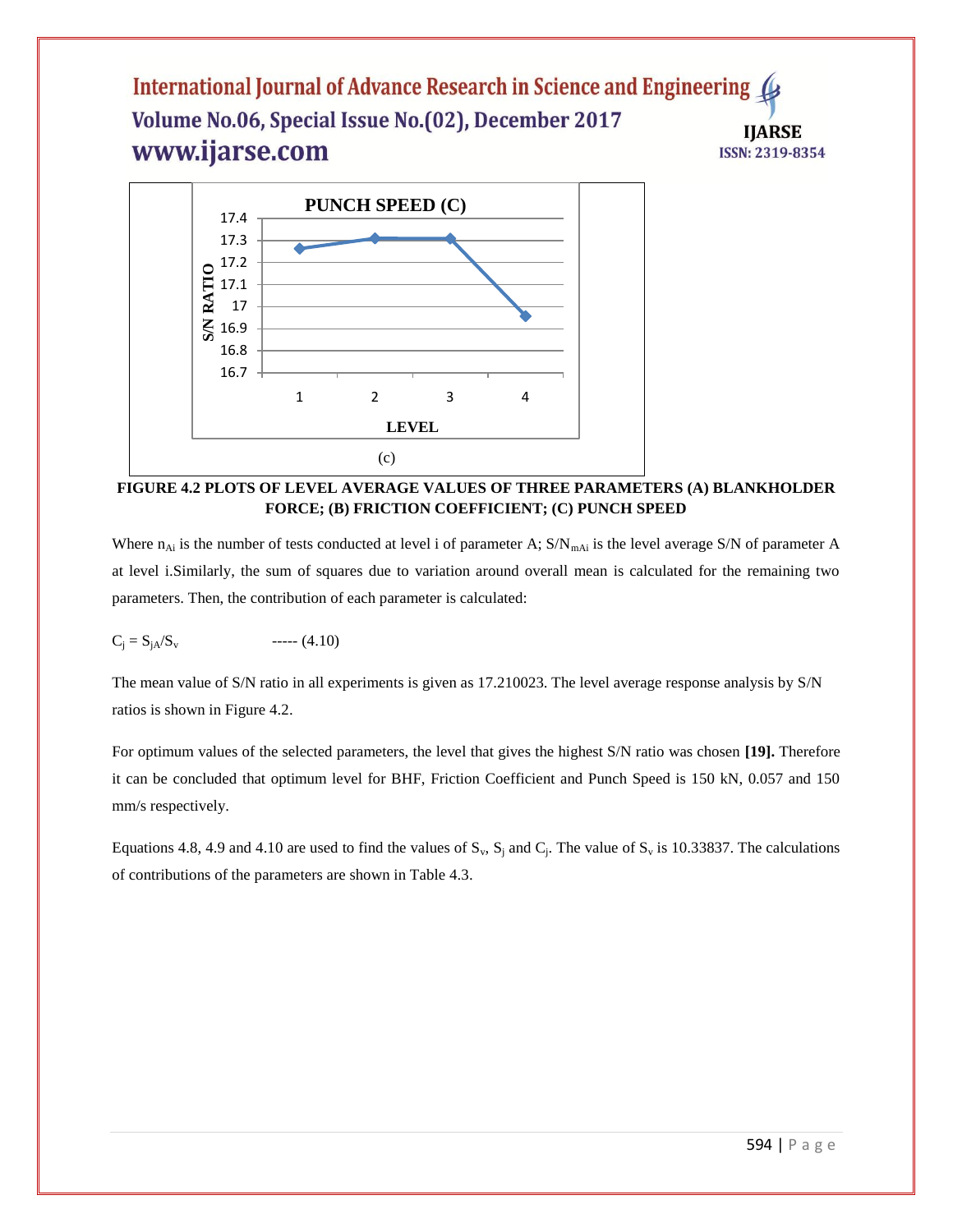PUNCH SPEED (C)

(c)

**FIGURE 4.2 PLOTS OF LEVEL AVERAGE VALUES OF THREE PARAMETERS (A) BLANKHOLDER FORCE; (B) FRICTION COEFFICIENT; (C) PUNCH SPEED**

Where $n_{Ai}$ is the number of tests conducted at level i of parameter A; $S/N_{mAi}$ is the level average S/N of parameter A at level i.Similarly, the sum of squares due to variation around overall mean is calculated for the remaining two parameters. Then, the contribution of each parameter is calculated:

$$C_j = S_{jA}/S_v \qquad \text{----- (4.10)}$$

The mean value of S/N ratio in all experiments is given as 17.210023. The level average response analysis by S/N ratios is shown in Figure 4.2.

For optimum values of the selected parameters, the level that gives the highest S/N ratio was chosen **[19].** Therefore it can be concluded that optimum level for BHF, Friction Coefficient and Punch Speed is 150 kN, 0.057 and 150 mm/s respectively.

Equations 4.8, 4.9 and 4.10 are used to find the values of $S_v$, $S_j$ and $C_j$. The value of $S_v$ is 10.33837. The calculations of contributions of the parameters are shown in Table 4.3.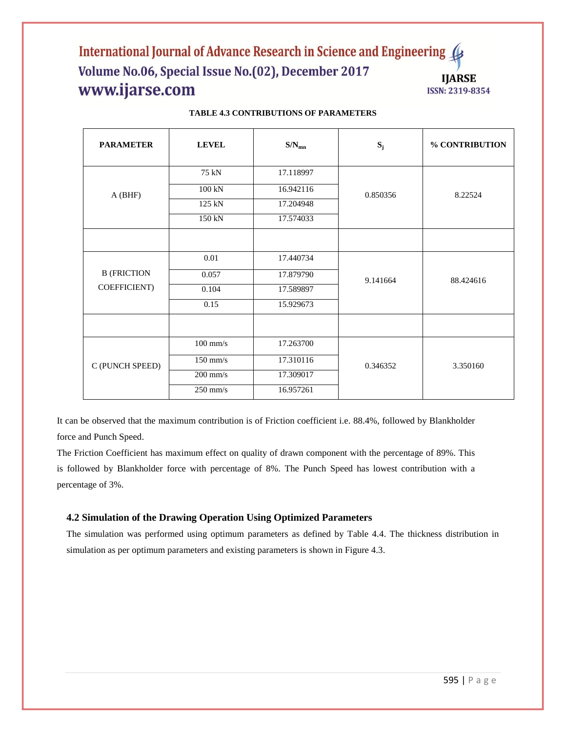**TABLE 4.3 CONTRIBUTIONS OF PARAMETERS**

| PARAMETER | LEVEL | $S/N_{mn}$ | $S_j$ | % CONTRIBUTION |
|---|---|---|---|---|
| A (BHF) | 75 kN | 17.118997 | 0.850356 | 8.22524 |
| | 100 kN | 16.942116 | | |
| | 125 kN | 17.204948 | | |
| | 150 kN | 17.574033 | | |
| | | | | |
| B (FRICTION COEFFICIENT) | 0.01 | 17.440734 | 9.141664 | 88.424616 |
| | 0.057 | 17.879790 | | |
| | 0.104 | 17.589897 | | |
| | 0.15 | 15.929673 | | |
| | | | | |
| C (PUNCH SPEED) | 100 mm/s | 17.263700 | 0.346352 | 3.350160 |
| | 150 mm/s | 17.310116 | | |
| | 200 mm/s | 17.309017 | | |
| | 250 mm/s | 16.957261 | | |

It can be observed that the maximum contribution is of Friction coefficient i.e. 88.4%, followed by Blankholder force and Punch Speed.

The Friction Coefficient has maximum effect on quality of drawn component with the percentage of 89%. This is followed by Blankholder force with percentage of 8%. The Punch Speed has lowest contribution with a percentage of 3%.

### 4.2 Simulation of the Drawing Operation Using Optimized Parameters

The simulation was performed using optimum parameters as defined by Table 4.4. The thickness distribution in simulation as per optimum parameters and existing parameters is shown in Figure 4.3.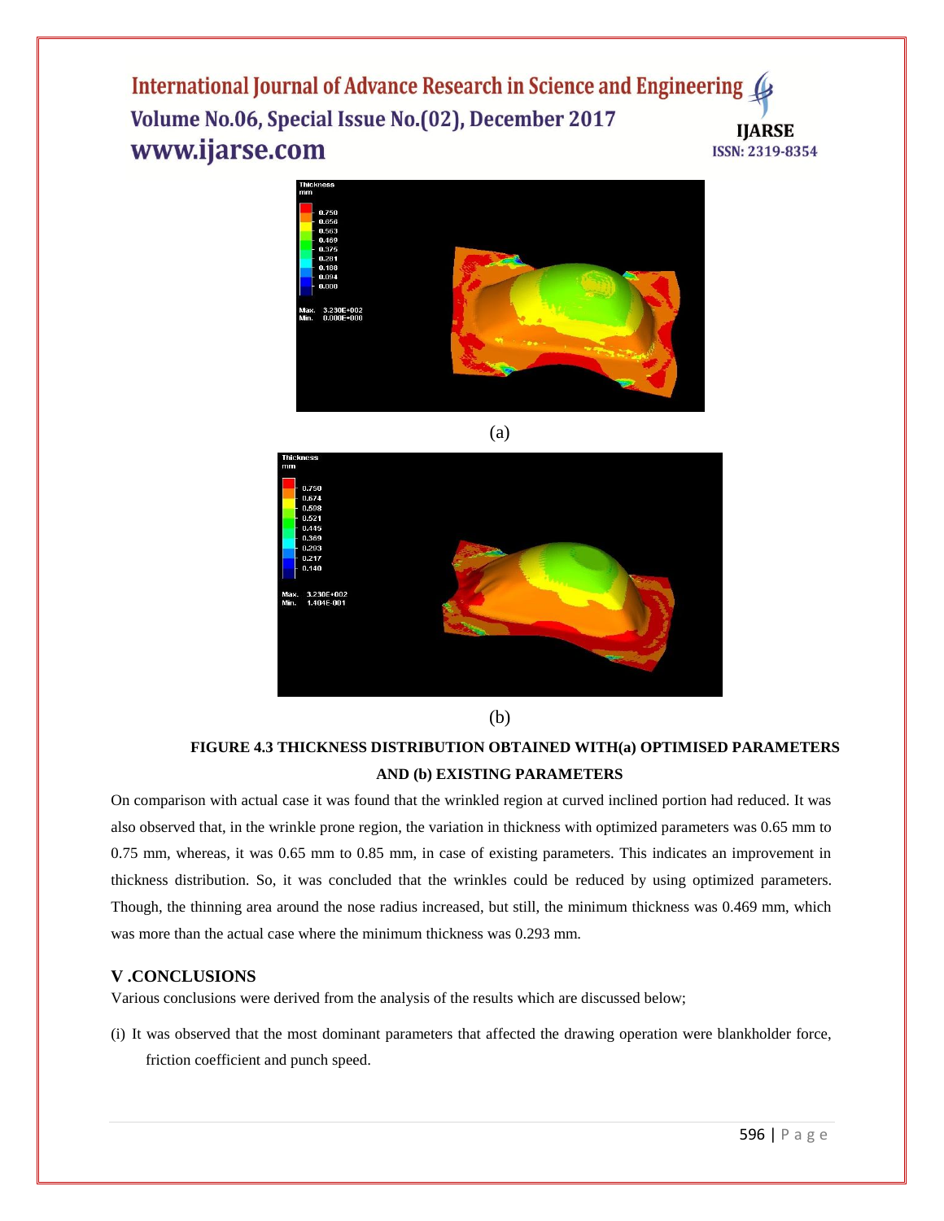(a)

(b)

**FIGURE 4.3 THICKNESS DISTRIBUTION OBTAINED WITH(a) OPTIMISED PARAMETERS AND (b) EXISTING PARAMETERS**

On comparison with actual case it was found that the wrinkled region at curved inclined portion had reduced. It was also observed that, in the wrinkle prone region, the variation in thickness with optimized parameters was 0.65 mm to 0.75 mm, whereas, it was 0.65 mm to 0.85 mm, in case of existing parameters. This indicates an improvement in thickness distribution. So, it was concluded that the wrinkles could be reduced by using optimized parameters. Though, the thinning area around the nose radius increased, but still, the minimum thickness was 0.469 mm, which was more than the actual case where the minimum thickness was 0.293 mm.

## V .CONCLUSIONS

Various conclusions were derived from the analysis of the results which are discussed below;

(i) It was observed that the most dominant parameters that affected the drawing operation were blankholder force, friction coefficient and punch speed.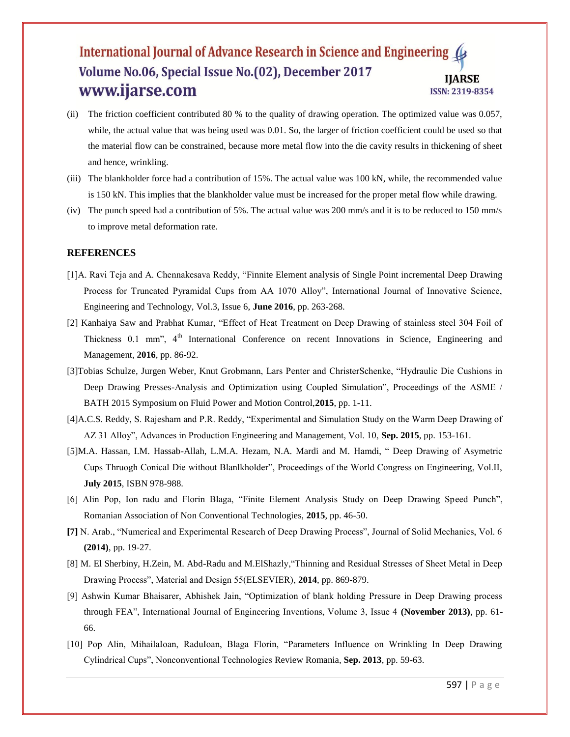(ii) The friction coefficient contributed 80 % to the quality of drawing operation. The optimized value was 0.057, while, the actual value that was being used was 0.01. So, the larger of friction coefficient could be used so that the material flow can be constrained, because more metal flow into the die cavity results in thickening of sheet and hence, wrinkling.

(iii) The blankholder force had a contribution of 15%. The actual value was 100 kN, while, the recommended value is 150 kN. This implies that the blankholder value must be increased for the proper metal flow while drawing.

(iv) The punch speed had a contribution of 5%. The actual value was 200 mm/s and it is to be reduced to 150 mm/s to improve metal deformation rate.

## REFERENCES

[1]A. Ravi Teja and A. Chennakesava Reddy, "Finnite Element analysis of Single Point incremental Deep Drawing Process for Truncated Pyramidal Cups from AA 1070 Alloy", International Journal of Innovative Science, Engineering and Technology, Vol.3, Issue 6, **June 2016**, pp. 263-268.

[2] Kanhaiya Saw and Prabhat Kumar, "Effect of Heat Treatment on Deep Drawing of stainless steel 304 Foil of Thickness 0.1 mm", 4th International Conference on recent Innovations in Science, Engineering and Management, **2016**, pp. 86-92.

[3]Tobias Schulze, Jurgen Weber, Knut Grobmann, Lars Penter and ChristerSchenke, "Hydraulic Die Cushions in Deep Drawing Presses-Analysis and Optimization using Coupled Simulation", Proceedings of the ASME / BATH 2015 Symposium on Fluid Power and Motion Control,**2015**, pp. 1-11.

[4]A.C.S. Reddy, S. Rajesham and P.R. Reddy, "Experimental and Simulation Study on the Warm Deep Drawing of AZ 31 Alloy", Advances in Production Engineering and Management, Vol. 10, **Sep. 2015**, pp. 153-161.

[5]M.A. Hassan, I.M. Hassab-Allah, L.M.A. Hezam, N.A. Mardi and M. Hamdi, " Deep Drawing of Asymetric Cups Thruogh Conical Die without Blanlkholder", Proceedings of the World Congress on Engineering, Vol.II, **July 2015**, ISBN 978-988.

[6] Alin Pop, Ion radu and Florin Blaga, "Finite Element Analysis Study on Deep Drawing Speed Punch", Romanian Association of Non Conventional Technologies, **2015**, pp. 46-50.

**[7]** N. Arab., "Numerical and Experimental Research of Deep Drawing Process", Journal of Solid Mechanics, Vol. 6 **(2014)**, pp. 19-27.

[8] M. El Sherbiny, H.Zein, M. Abd-Radu and M.ElShazly,"Thinning and Residual Stresses of Sheet Metal in Deep Drawing Process", Material and Design 55(ELSEVIER), **2014**, pp. 869-879.

[9] Ashwin Kumar Bhaisarer, Abhishek Jain, "Optimization of blank holding Pressure in Deep Drawing process through FEA", International Journal of Engineering Inventions, Volume 3, Issue 4 **(November 2013)**, pp. 61-66.

[10] Pop Alin, MihailaIoan, RaduIoan, Blaga Florin, "Parameters Influence on Wrinkling In Deep Drawing Cylindrical Cups", Nonconventional Technologies Review Romania, **Sep. 2013**, pp. 59-63.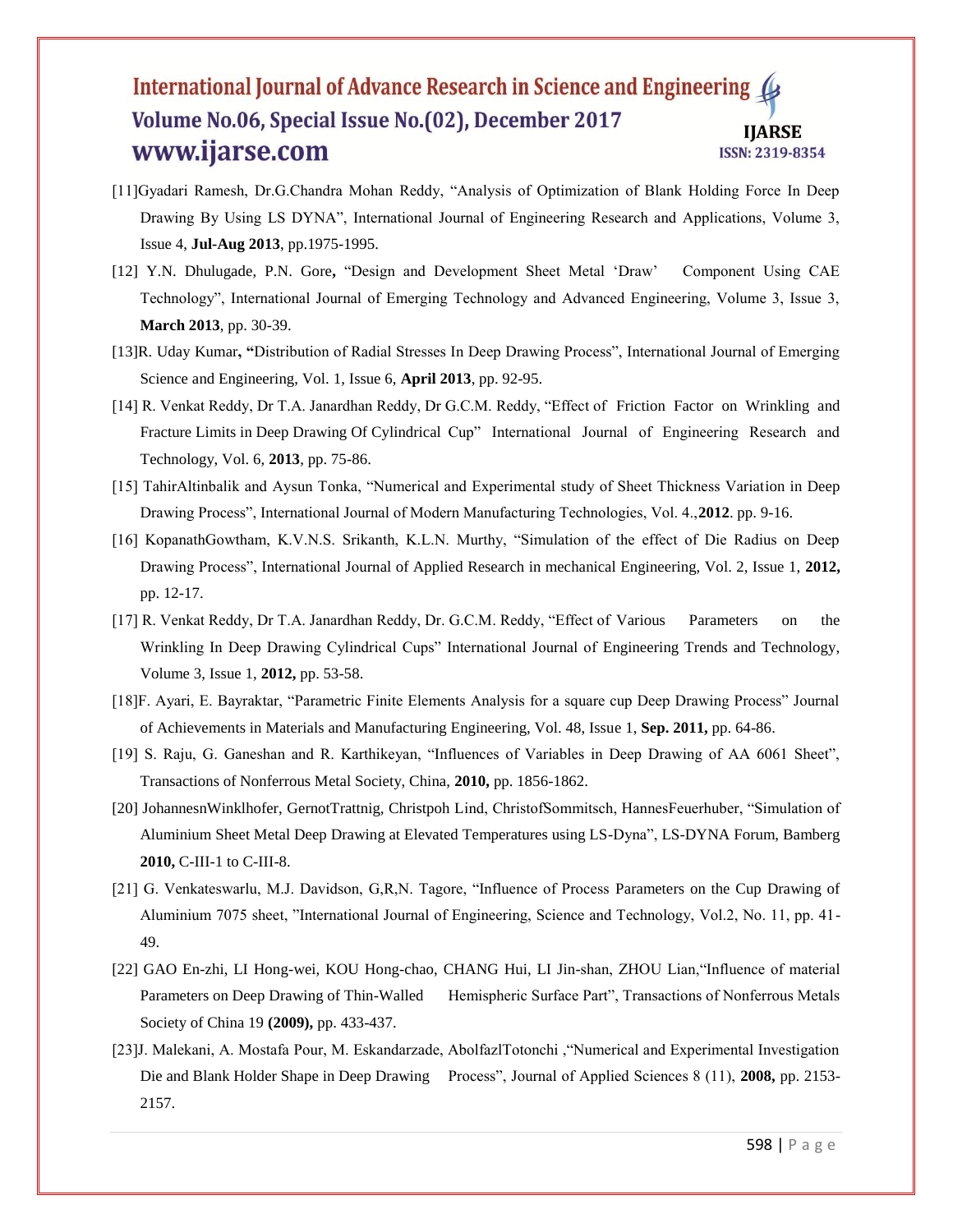[11]Gyadari Ramesh, Dr.G.Chandra Mohan Reddy, "Analysis of Optimization of Blank Holding Force In Deep Drawing By Using LS DYNA", International Journal of Engineering Research and Applications, Volume 3, Issue 4, **Jul-Aug 2013**, pp.1975-1995.

[12] Y.N. Dhulugade, P.N. Gore**,** "Design and Development Sheet Metal 'Draw' Component Using CAE Technology", International Journal of Emerging Technology and Advanced Engineering, Volume 3, Issue 3, **March 2013**, pp. 30-39.

[13]R. Uday Kumar**, "**Distribution of Radial Stresses In Deep Drawing Process", International Journal of Emerging Science and Engineering, Vol. 1, Issue 6, **April 2013**, pp. 92-95.

[14] R. Venkat Reddy, Dr T.A. Janardhan Reddy, Dr G.C.M. Reddy, "Effect of Friction Factor on Wrinkling and Fracture Limits in Deep Drawing Of Cylindrical Cup" International Journal of Engineering Research and Technology, Vol. 6, **2013**, pp. 75-86.

[15] TahirAltinbalik and Aysun Tonka, "Numerical and Experimental study of Sheet Thickness Variation in Deep Drawing Process", International Journal of Modern Manufacturing Technologies, Vol. 4.,**2012**. pp. 9-16.

[16] KopanathGowtham, K.V.N.S. Srikanth, K.L.N. Murthy, "Simulation of the effect of Die Radius on Deep Drawing Process", International Journal of Applied Research in mechanical Engineering, Vol. 2, Issue 1, **2012,** pp. 12-17.

[17] R. Venkat Reddy, Dr T.A. Janardhan Reddy, Dr. G.C.M. Reddy, "Effect of Various Parameters on the Wrinkling In Deep Drawing Cylindrical Cups" International Journal of Engineering Trends and Technology, Volume 3, Issue 1, **2012,** pp. 53-58.

[18]F. Ayari, E. Bayraktar, "Parametric Finite Elements Analysis for a square cup Deep Drawing Process" Journal of Achievements in Materials and Manufacturing Engineering, Vol. 48, Issue 1, **Sep. 2011,** pp. 64-86.

[19] S. Raju, G. Ganeshan and R. Karthikeyan, "Influences of Variables in Deep Drawing of AA 6061 Sheet", Transactions of Nonferrous Metal Society, China, **2010,** pp. 1856-1862.

[20] JohannesnWinklhofer, GernotTrattnig, Christpoh Lind, ChristofSommitsch, HannesFeuerhuber, "Simulation of Aluminium Sheet Metal Deep Drawing at Elevated Temperatures using LS-Dyna", LS-DYNA Forum, Bamberg **2010,** C-III-1 to C-III-8.

[21] G. Venkateswarlu, M.J. Davidson, G,R,N. Tagore, "Influence of Process Parameters on the Cup Drawing of Aluminium 7075 sheet, "International Journal of Engineering, Science and Technology, Vol.2, No. 11, pp. 41-49.

[22] GAO En-zhi, LI Hong-wei, KOU Hong-chao, CHANG Hui, LI Jin-shan, ZHOU Lian,"Influence of material Parameters on Deep Drawing of Thin-Walled Hemispheric Surface Part", Transactions of Nonferrous Metals Society of China 19 **(2009),** pp. 433-437.

[23]J. Malekani, A. Mostafa Pour, M. Eskandarzade, AbolfazlTotonchi ,"Numerical and Experimental Investigation Die and Blank Holder Shape in Deep Drawing Process", Journal of Applied Sciences 8 (11), **2008,** pp. 2153-2157.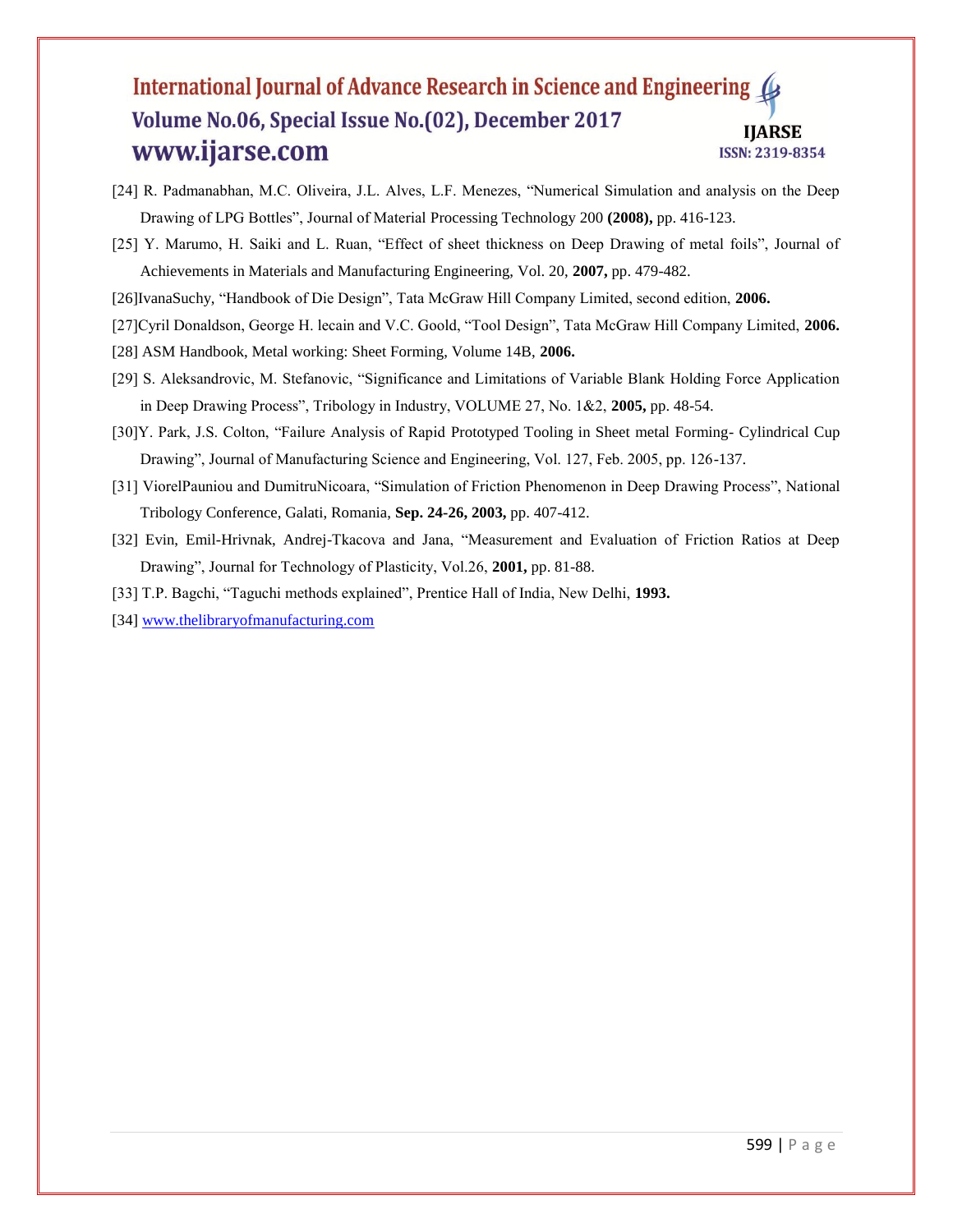[24] R. Padmanabhan, M.C. Oliveira, J.L. Alves, L.F. Menezes, "Numerical Simulation and analysis on the Deep Drawing of LPG Bottles", Journal of Material Processing Technology 200 **(2008),** pp. 416-123.

[25] Y. Marumo, H. Saiki and L. Ruan, "Effect of sheet thickness on Deep Drawing of metal foils", Journal of Achievements in Materials and Manufacturing Engineering, Vol. 20, **2007,** pp. 479-482.

[26]IvanaSuchy, "Handbook of Die Design", Tata McGraw Hill Company Limited, second edition, **2006.**

[27]Cyril Donaldson, George H. lecain and V.C. Goold, "Tool Design", Tata McGraw Hill Company Limited, **2006.**

[28] ASM Handbook, Metal working: Sheet Forming, Volume 14B, **2006.**

[29] S. Aleksandrovic, M. Stefanovic, "Significance and Limitations of Variable Blank Holding Force Application in Deep Drawing Process", Tribology in Industry, VOLUME 27, No. 1&2, **2005,** pp. 48-54.

[30]Y. Park, J.S. Colton, "Failure Analysis of Rapid Prototyped Tooling in Sheet metal Forming- Cylindrical Cup Drawing", Journal of Manufacturing Science and Engineering, Vol. 127, Feb. 2005, pp. 126-137.

[31] ViorelPauniou and DumitruNicoara, "Simulation of Friction Phenomenon in Deep Drawing Process", National Tribology Conference, Galati, Romania, **Sep. 24-26, 2003,** pp. 407-412.

[32] Evin, Emil-Hrivnak, Andrej-Tkacova and Jana, "Measurement and Evaluation of Friction Ratios at Deep Drawing", Journal for Technology of Plasticity, Vol.26, **2001,** pp. 81-88.

[33] T.P. Bagchi, "Taguchi methods explained", Prentice Hall of India, New Delhi, **1993.**

[34] www.thelibraryofmanufacturing.com